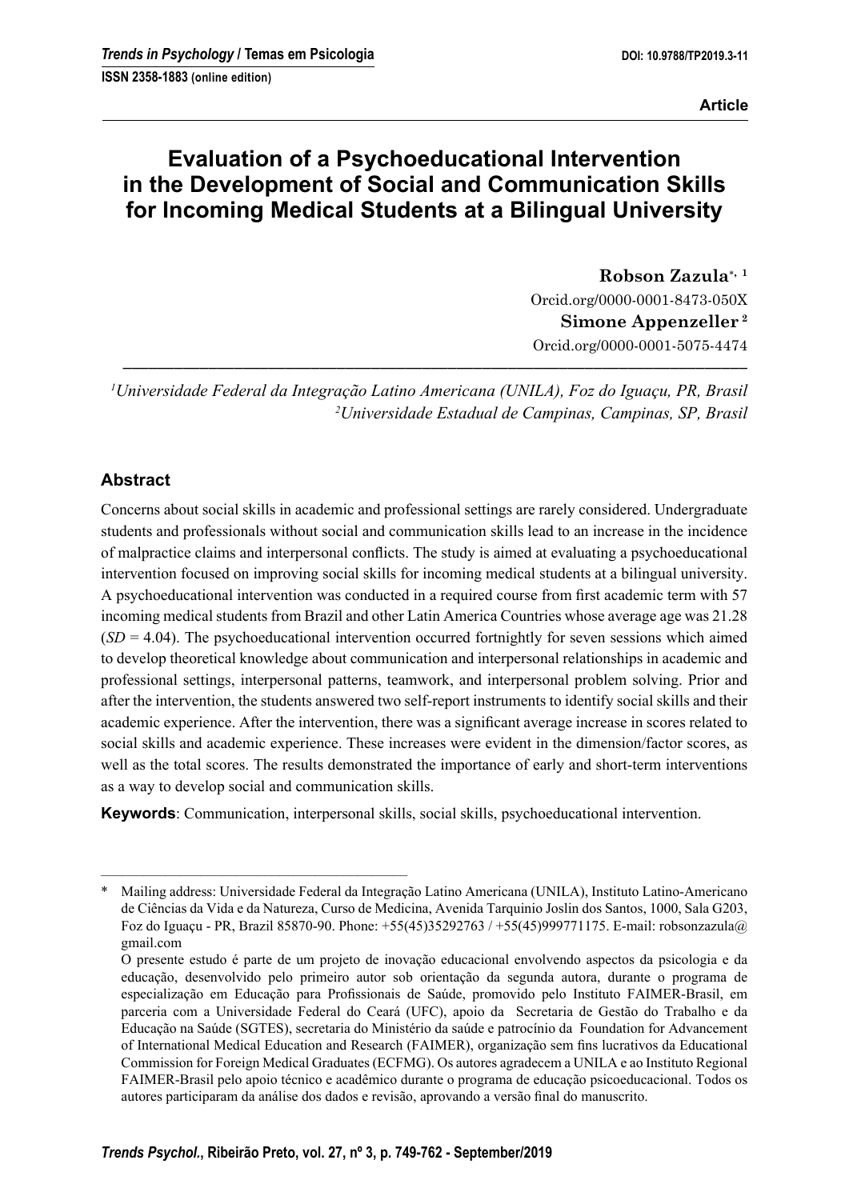Article

# Evaluation of a Psychoeducational Intervention in the Development of Social and Communication Skills for Incoming Medical Students at a Bilingual University

**Robson Zazula**[*, 1]
Orcid.org/0000-0001-8473-050X
**Simone Appenzeller** [2]
Orcid.org/0000-0001-5075-4474

[1]*Universidade Federal da Integração Latino Americana (UNILA), Foz do Iguaçu, PR, Brasil*
[2]*Universidade Estadual de Campinas, Campinas, SP, Brasil*

## Abstract

Concerns about social skills in academic and professional settings are rarely considered. Undergraduate students and professionals without social and communication skills lead to an increase in the incidence of malpractice claims and interpersonal conflicts. The study is aimed at evaluating a psychoeducational intervention focused on improving social skills for incoming medical students at a bilingual university. A psychoeducational intervention was conducted in a required course from first academic term with 57 incoming medical students from Brazil and other Latin America Countries whose average age was 21.28 (*SD* = 4.04). The psychoeducational intervention occurred fortnightly for seven sessions which aimed to develop theoretical knowledge about communication and interpersonal relationships in academic and professional settings, interpersonal patterns, teamwork, and interpersonal problem solving. Prior and after the intervention, the students answered two self-report instruments to identify social skills and their academic experience. After the intervention, there was a significant average increase in scores related to social skills and academic experience. These increases were evident in the dimension/factor scores, as well as the total scores. The results demonstrated the importance of early and short-term interventions as a way to develop social and communication skills.

**Keywords**: Communication, interpersonal skills, social skills, psychoeducational intervention.

---

\* Mailing address: Universidade Federal da Integração Latino Americana (UNILA), Instituto Latino-Americano de Ciências da Vida e da Natureza, Curso de Medicina, Avenida Tarquinio Joslin dos Santos, 1000, Sala G203, Foz do Iguaçu - PR, Brazil 85870-90. Phone: +55(45)35292763 / +55(45)999771175. E-mail: robsonzazula@gmail.com

O presente estudo é parte de um projeto de inovação educacional envolvendo aspectos da psicologia e da educação, desenvolvido pelo primeiro autor sob orientação da segunda autora, durante o programa de especialização em Educação para Profissionais de Saúde, promovido pelo Instituto FAIMER-Brasil, em parceria com a Universidade Federal do Ceará (UFC), apoio da Secretaria de Gestão do Trabalho e da Educação na Saúde (SGTES), secretaria do Ministério da saúde e patrocínio da Foundation for Advancement of International Medical Education and Research (FAIMER), organização sem fins lucrativos da Educational Commission for Foreign Medical Graduates (ECFMG). Os autores agradecem a UNILA e ao Instituto Regional FAIMER-Brasil pelo apoio técnico e acadêmico durante o programa de educação psicoeducacional. Todos os autores participaram da análise dos dados e revisão, aprovando a versão final do manuscrito.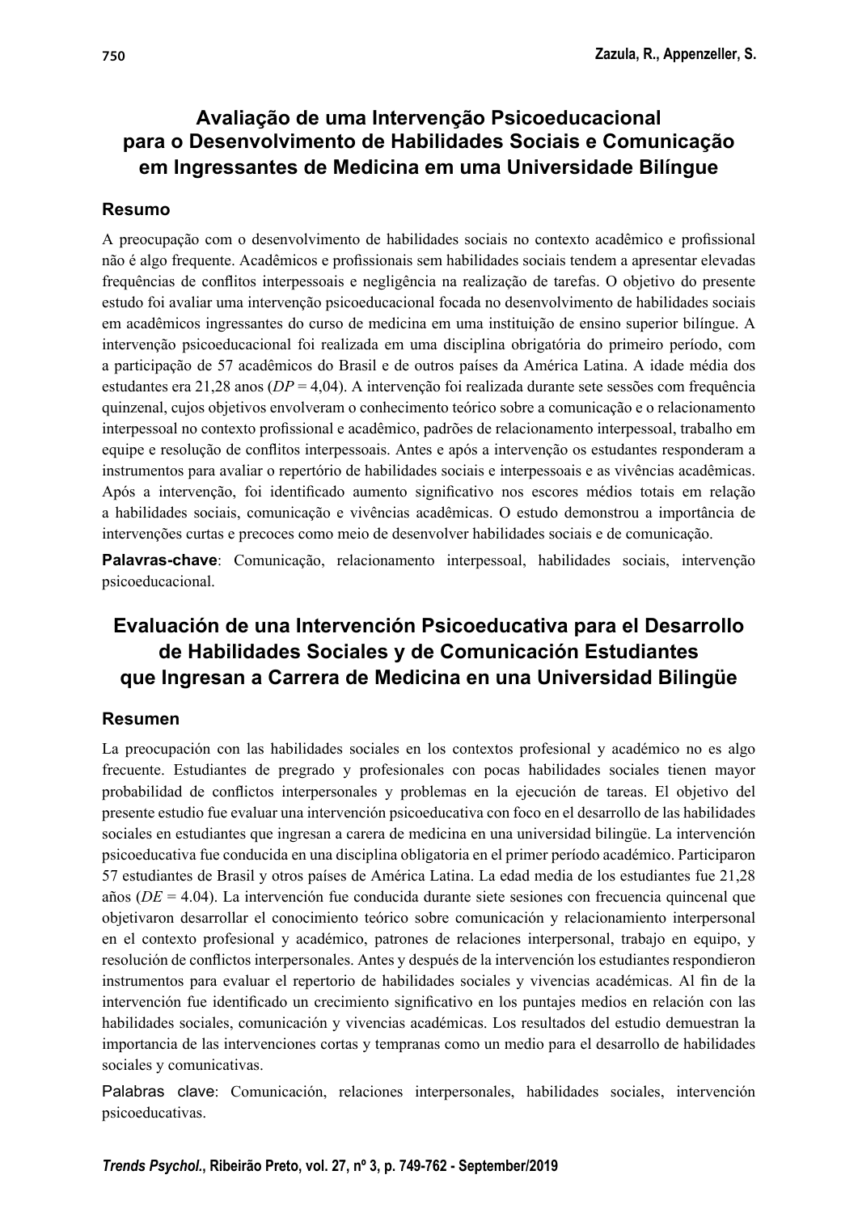# Avaliação de uma Intervenção Psicoeducacional para o Desenvolvimento de Habilidades Sociais e Comunicação em Ingressantes de Medicina em uma Universidade Bilíngue

## Resumo

A preocupação com o desenvolvimento de habilidades sociais no contexto acadêmico e profissional não é algo frequente. Acadêmicos e profissionais sem habilidades sociais tendem a apresentar elevadas frequências de conflitos interpessoais e negligência na realização de tarefas. O objetivo do presente estudo foi avaliar uma intervenção psicoeducacional focada no desenvolvimento de habilidades sociais em acadêmicos ingressantes do curso de medicina em uma instituição de ensino superior bilíngue. A intervenção psicoeducacional foi realizada em uma disciplina obrigatória do primeiro período, com a participação de 57 acadêmicos do Brasil e de outros países da América Latina. A idade média dos estudantes era 21,28 anos (*DP* = 4,04). A intervenção foi realizada durante sete sessões com frequência quinzenal, cujos objetivos envolveram o conhecimento teórico sobre a comunicação e o relacionamento interpessoal no contexto profissional e acadêmico, padrões de relacionamento interpessoal, trabalho em equipe e resolução de conflitos interpessoais. Antes e após a intervenção os estudantes responderam a instrumentos para avaliar o repertório de habilidades sociais e interpessoais e as vivências acadêmicas. Após a intervenção, foi identificado aumento significativo nos escores médios totais em relação a habilidades sociais, comunicação e vivências acadêmicas. O estudo demonstrou a importância de intervenções curtas e precoces como meio de desenvolver habilidades sociais e de comunicação.

**Palavras-chave**: Comunicação, relacionamento interpessoal, habilidades sociais, intervenção psicoeducacional.

# Evaluación de una Intervención Psicoeducativa para el Desarrollo de Habilidades Sociales y de Comunicación Estudiantes que Ingresan a Carrera de Medicina en una Universidad Bilingüe

## Resumen

La preocupación con las habilidades sociales en los contextos profesional y académico no es algo frecuente. Estudiantes de pregrado y profesionales con pocas habilidades sociales tienen mayor probabilidad de conflictos interpersonales y problemas en la ejecución de tareas. El objetivo del presente estudio fue evaluar una intervención psicoeducativa con foco en el desarrollo de las habilidades sociales en estudiantes que ingresan a carera de medicina en una universidad bilingüe. La intervención psicoeducativa fue conducida en una disciplina obligatoria en el primer período académico. Participaron 57 estudiantes de Brasil y otros países de América Latina. La edad media de los estudiantes fue 21,28 años (*DE* = 4.04). La intervención fue conducida durante siete sesiones con frecuencia quincenal que objetivaron desarrollar el conocimiento teórico sobre comunicación y relacionamiento interpersonal en el contexto profesional y académico, patrones de relaciones interpersonal, trabajo en equipo, y resolución de conflictos interpersonales. Antes y después de la intervención los estudiantes respondieron instrumentos para evaluar el repertorio de habilidades sociales y vivencias académicas. Al fin de la intervención fue identificado un crecimiento significativo en los puntajes medios en relación con las habilidades sociales, comunicación y vivencias académicas. Los resultados del estudio demuestran la importancia de las intervenciones cortas y tempranas como un medio para el desarrollo de habilidades sociales y comunicativas.

Palabras clave: Comunicación, relaciones interpersonales, habilidades sociales, intervención psicoeducativas.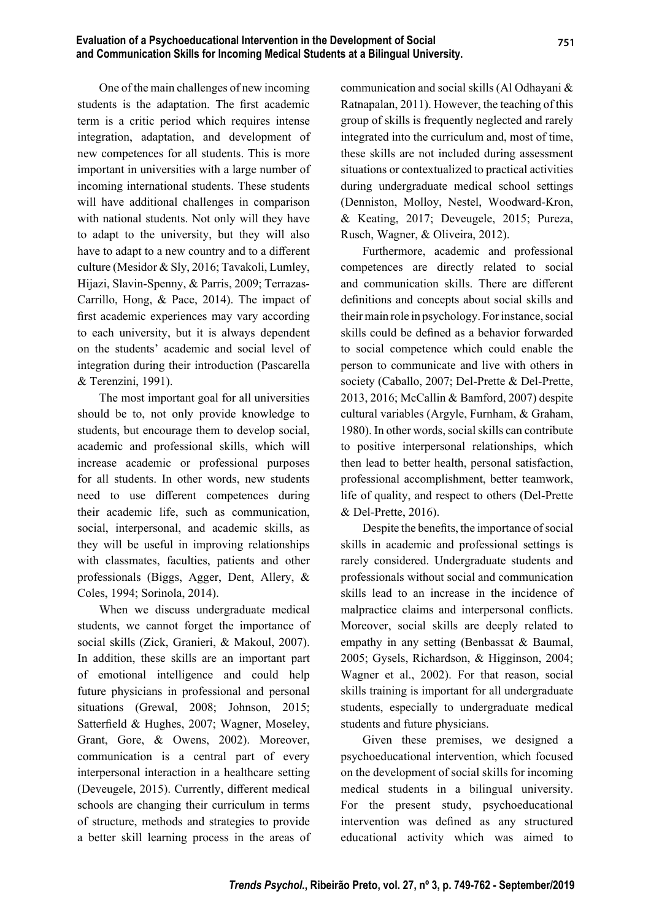One of the main challenges of new incoming students is the adaptation. The first academic term is a critic period which requires intense integration, adaptation, and development of new competences for all students. This is more important in universities with a large number of incoming international students. These students will have additional challenges in comparison with national students. Not only will they have to adapt to the university, but they will also have to adapt to a new country and to a different culture (Mesidor & Sly, 2016; Tavakoli, Lumley, Hijazi, Slavin-Spenny, & Parris, 2009; Terrazas-Carrillo, Hong, & Pace, 2014). The impact of first academic experiences may vary according to each university, but it is always dependent on the students' academic and social level of integration during their introduction (Pascarella & Terenzini, 1991).

The most important goal for all universities should be to, not only provide knowledge to students, but encourage them to develop social, academic and professional skills, which will increase academic or professional purposes for all students. In other words, new students need to use different competences during their academic life, such as communication, social, interpersonal, and academic skills, as they will be useful in improving relationships with classmates, faculties, patients and other professionals (Biggs, Agger, Dent, Allery, & Coles, 1994; Sorinola, 2014).

When we discuss undergraduate medical students, we cannot forget the importance of social skills (Zick, Granieri, & Makoul, 2007). In addition, these skills are an important part of emotional intelligence and could help future physicians in professional and personal situations (Grewal, 2008; Johnson, 2015; Satterfield & Hughes, 2007; Wagner, Moseley, Grant, Gore, & Owens, 2002). Moreover, communication is a central part of every interpersonal interaction in a healthcare setting (Deveugele, 2015). Currently, different medical schools are changing their curriculum in terms of structure, methods and strategies to provide a better skill learning process in the areas of communication and social skills (Al Odhayani & Ratnapalan, 2011). However, the teaching of this group of skills is frequently neglected and rarely integrated into the curriculum and, most of time, these skills are not included during assessment situations or contextualized to practical activities during undergraduate medical school settings (Denniston, Molloy, Nestel, Woodward-Kron, & Keating, 2017; Deveugele, 2015; Pureza, Rusch, Wagner, & Oliveira, 2012).

Furthermore, academic and professional competences are directly related to social and communication skills. There are different definitions and concepts about social skills and their main role in psychology. For instance, social skills could be defined as a behavior forwarded to social competence which could enable the person to communicate and live with others in society (Caballo, 2007; Del-Prette & Del-Prette, 2013, 2016; McCallin & Bamford, 2007) despite cultural variables (Argyle, Furnham, & Graham, 1980). In other words, social skills can contribute to positive interpersonal relationships, which then lead to better health, personal satisfaction, professional accomplishment, better teamwork, life of quality, and respect to others (Del-Prette & Del-Prette, 2016).

Despite the benefits, the importance of social skills in academic and professional settings is rarely considered. Undergraduate students and professionals without social and communication skills lead to an increase in the incidence of malpractice claims and interpersonal conflicts. Moreover, social skills are deeply related to empathy in any setting (Benbassat & Baumal, 2005; Gysels, Richardson, & Higginson, 2004; Wagner et al., 2002). For that reason, social skills training is important for all undergraduate students, especially to undergraduate medical students and future physicians.

Given these premises, we designed a psychoeducational intervention, which focused on the development of social skills for incoming medical students in a bilingual university. For the present study, psychoeducational intervention was defined as any structured educational activity which was aimed to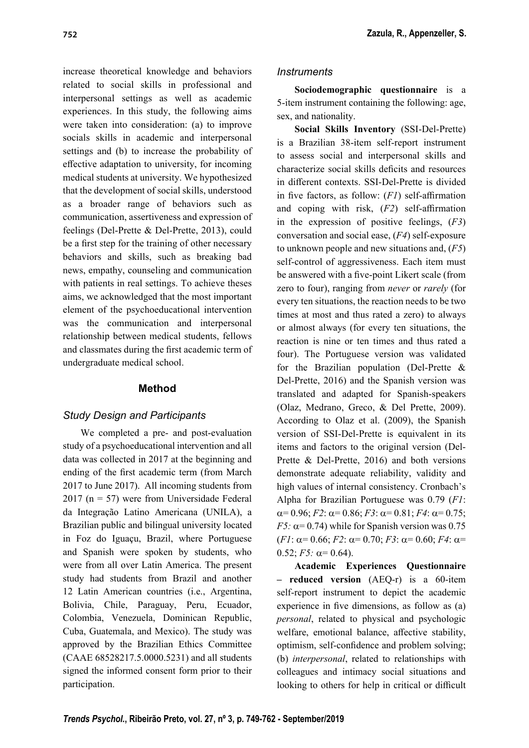increase theoretical knowledge and behaviors related to social skills in professional and interpersonal settings as well as academic experiences. In this study, the following aims were taken into consideration: (a) to improve socials skills in academic and interpersonal settings and (b) to increase the probability of effective adaptation to university, for incoming medical students at university. We hypothesized that the development of social skills, understood as a broader range of behaviors such as communication, assertiveness and expression of feelings (Del-Prette & Del-Prette, 2013), could be a first step for the training of other necessary behaviors and skills, such as breaking bad news, empathy, counseling and communication with patients in real settings. To achieve theses aims, we acknowledged that the most important element of the psychoeducational intervention was the communication and interpersonal relationship between medical students, fellows and classmates during the first academic term of undergraduate medical school.

## Method

### *Study Design and Participants*

We completed a pre- and post-evaluation study of a psychoeducational intervention and all data was collected in 2017 at the beginning and ending of the first academic term (from March 2017 to June 2017). All incoming students from 2017 (n = 57) were from Universidade Federal da Integração Latino Americana (UNILA), a Brazilian public and bilingual university located in Foz do Iguaçu, Brazil, where Portuguese and Spanish were spoken by students, who were from all over Latin America. The present study had students from Brazil and another 12 Latin American countries (i.e., Argentina, Bolivia, Chile, Paraguay, Peru, Ecuador, Colombia, Venezuela, Dominican Republic, Cuba, Guatemala, and Mexico). The study was approved by the Brazilian Ethics Committee (CAAE 68528217.5.0000.5231) and all students signed the informed consent form prior to their participation.

### *Instruments*

**Sociodemographic questionnaire** is a 5-item instrument containing the following: age, sex, and nationality.

**Social Skills Inventory** (SSI-Del-Prette) is a Brazilian 38-item self-report instrument to assess social and interpersonal skills and characterize social skills deficits and resources in different contexts. SSI-Del-Prette is divided in five factors, as follow: (*F1*) self-affirmation and coping with risk, (*F2*) self-affirmation in the expression of positive feelings, (*F3*) conversation and social ease, (*F4*) self-exposure to unknown people and new situations and, (*F5*) self-control of aggressiveness. Each item must be answered with a five-point Likert scale (from zero to four), ranging from *never* or *rarely* (for every ten situations, the reaction needs to be two times at most and thus rated a zero) to always or almost always (for every ten situations, the reaction is nine or ten times and thus rated a four). The Portuguese version was validated for the Brazilian population (Del-Prette & Del-Prette, 2016) and the Spanish version was translated and adapted for Spanish-speakers (Olaz, Medrano, Greco, & Del Prette, 2009). According to Olaz et al. (2009), the Spanish version of SSI-Del-Prette is equivalent in its items and factors to the original version (Del-Prette & Del-Prette, 2016) and both versions demonstrate adequate reliability, validity and high values of internal consistency. Cronbach's Alpha for Brazilian Portuguese was 0.79 (*F1*: $\alpha$= 0.96; *F2*: $\alpha$= 0.86; *F3*: $\alpha$= 0.81; *F4*: $\alpha$= 0.75; *F5:* $\alpha$= 0.74) while for Spanish version was 0.75 (*F1*: $\alpha$= 0.66; *F2*: $\alpha$= 0.70; *F3*: $\alpha$= 0.60; *F4*: $\alpha$= 0.52; *F5:* $\alpha$= 0.64).

**Academic Experiences Questionnaire – reduced version** (AEQ-r) is a 60-item self-report instrument to depict the academic experience in five dimensions, as follow as (a) *personal*, related to physical and psychologic welfare, emotional balance, affective stability, optimism, self-confidence and problem solving; (b) *interpersonal*, related to relationships with colleagues and intimacy social situations and looking to others for help in critical or difficult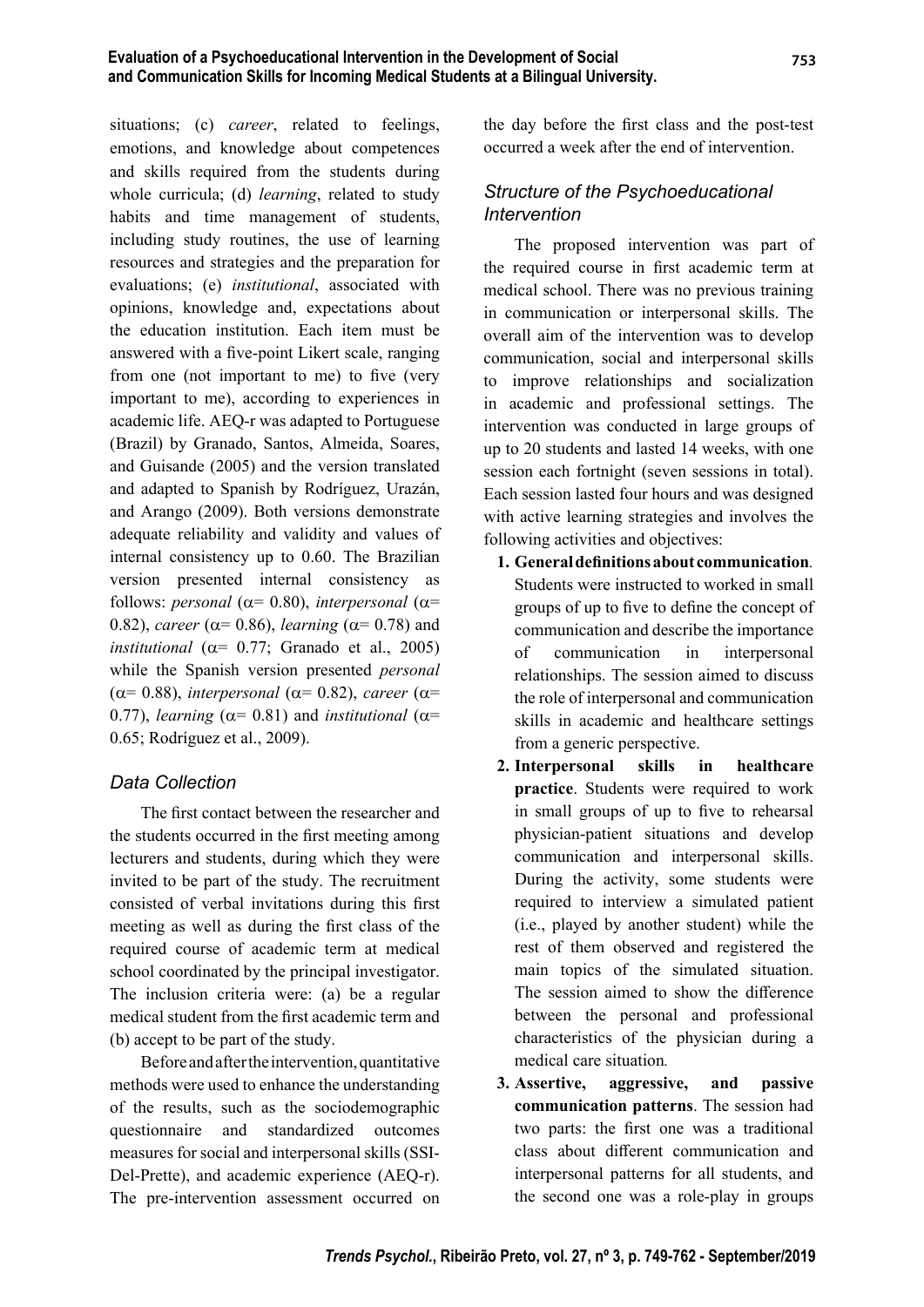situations; (c) *career*, related to feelings, emotions, and knowledge about competences and skills required from the students during whole curricula; (d) *learning*, related to study habits and time management of students, including study routines, the use of learning resources and strategies and the preparation for evaluations; (e) *institutional*, associated with opinions, knowledge and, expectations about the education institution. Each item must be answered with a five-point Likert scale, ranging from one (not important to me) to five (very important to me), according to experiences in academic life. AEQ-r was adapted to Portuguese (Brazil) by Granado, Santos, Almeida, Soares, and Guisande (2005) and the version translated and adapted to Spanish by Rodríguez, Urazán, and Arango (2009). Both versions demonstrate adequate reliability and validity and values of internal consistency up to 0.60. The Brazilian version presented internal consistency as follows: *personal* ($\alpha$= 0.80), *interpersonal* ($\alpha$= 0.82), *career* ($\alpha$= 0.86), *learning* ($\alpha$= 0.78) and *institutional* ($\alpha$= 0.77; Granado et al., 2005) while the Spanish version presented *personal* ($\alpha$= 0.88), *interpersonal* ($\alpha$= 0.82), *career* ($\alpha$= 0.77), *learning* ($\alpha$= 0.81) and *institutional* ($\alpha$= 0.65; Rodríguez et al., 2009).

### *Data Collection*

The first contact between the researcher and the students occurred in the first meeting among lecturers and students, during which they were invited to be part of the study. The recruitment consisted of verbal invitations during this first meeting as well as during the first class of the required course of academic term at medical school coordinated by the principal investigator. The inclusion criteria were: (a) be a regular medical student from the first academic term and (b) accept to be part of the study.

Before and after the intervention, quantitative methods were used to enhance the understanding of the results, such as the sociodemographic questionnaire and standardized outcomes measures for social and interpersonal skills (SSI-Del-Prette), and academic experience (AEQ-r). The pre-intervention assessment occurred on the day before the first class and the post-test occurred a week after the end of intervention.

### *Structure of the Psychoeducational Intervention*

The proposed intervention was part of the required course in first academic term at medical school. There was no previous training in communication or interpersonal skills. The overall aim of the intervention was to develop communication, social and interpersonal skills to improve relationships and socialization in academic and professional settings. The intervention was conducted in large groups of up to 20 students and lasted 14 weeks, with one session each fortnight (seven sessions in total). Each session lasted four hours and was designed with active learning strategies and involves the following activities and objectives:

1. **General definitions about communication**. Students were instructed to worked in small groups of up to five to define the concept of communication and describe the importance of communication in interpersonal relationships. The session aimed to discuss the role of interpersonal and communication skills in academic and healthcare settings from a generic perspective.
2. **Interpersonal skills in healthcare practice**. Students were required to work in small groups of up to five to rehearsal physician-patient situations and develop communication and interpersonal skills. During the activity, some students were required to interview a simulated patient (i.e., played by another student) while the rest of them observed and registered the main topics of the simulated situation. The session aimed to show the difference between the personal and professional characteristics of the physician during a medical care situation.
3. **Assertive, aggressive, and passive communication patterns**. The session had two parts: the first one was a traditional class about different communication and interpersonal patterns for all students, and the second one was a role-play in groups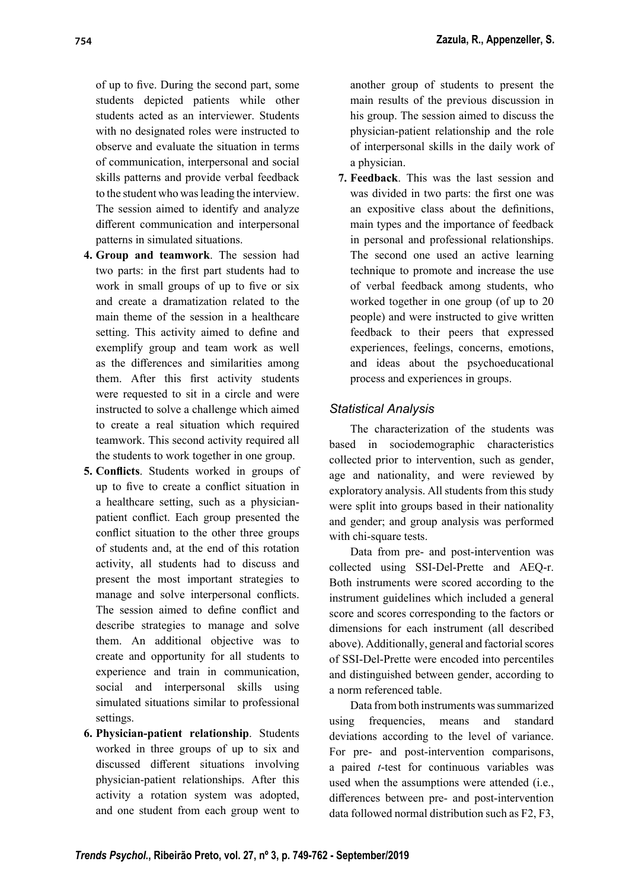of up to five. During the second part, some students depicted patients while other students acted as an interviewer. Students with no designated roles were instructed to observe and evaluate the situation in terms of communication, interpersonal and social skills patterns and provide verbal feedback to the student who was leading the interview. The session aimed to identify and analyze different communication and interpersonal patterns in simulated situations.

4. **Group and teamwork**. The session had two parts: in the first part students had to work in small groups of up to five or six and create a dramatization related to the main theme of the session in a healthcare setting. This activity aimed to define and exemplify group and team work as well as the differences and similarities among them. After this first activity students were requested to sit in a circle and were instructed to solve a challenge which aimed to create a real situation which required teamwork. This second activity required all the students to work together in one group.
5. **Conflicts**. Students worked in groups of up to five to create a conflict situation in a healthcare setting, such as a physician-patient conflict. Each group presented the conflict situation to the other three groups of students and, at the end of this rotation activity, all students had to discuss and present the most important strategies to manage and solve interpersonal conflicts. The session aimed to define conflict and describe strategies to manage and solve them. An additional objective was to create and opportunity for all students to experience and train in communication, social and interpersonal skills using simulated situations similar to professional settings.
6. **Physician-patient relationship**. Students worked in three groups of up to six and discussed different situations involving physician-patient relationships. After this activity a rotation system was adopted, and one student from each group went to another group of students to present the main results of the previous discussion in his group. The session aimed to discuss the physician-patient relationship and the role of interpersonal skills in the daily work of a physician.
7. **Feedback**. This was the last session and was divided in two parts: the first one was an expositive class about the definitions, main types and the importance of feedback in personal and professional relationships. The second one used an active learning technique to promote and increase the use of verbal feedback among students, who worked together in one group (of up to 20 people) and were instructed to give written feedback to their peers that expressed experiences, feelings, concerns, emotions, and ideas about the psychoeducational process and experiences in groups.

### *Statistical Analysis*

The characterization of the students was based in sociodemographic characteristics collected prior to intervention, such as gender, age and nationality, and were reviewed by exploratory analysis. All students from this study were split into groups based in their nationality and gender; and group analysis was performed with chi-square tests.

Data from pre- and post-intervention was collected using SSI-Del-Prette and AEQ-r. Both instruments were scored according to the instrument guidelines which included a general score and scores corresponding to the factors or dimensions for each instrument (all described above). Additionally, general and factorial scores of SSI-Del-Prette were encoded into percentiles and distinguished between gender, according to a norm referenced table.

Data from both instruments was summarized using frequencies, means and standard deviations according to the level of variance. For pre- and post-intervention comparisons, a paired *t*-test for continuous variables was used when the assumptions were attended (i.e., differences between pre- and post-intervention data followed normal distribution such as F2, F3,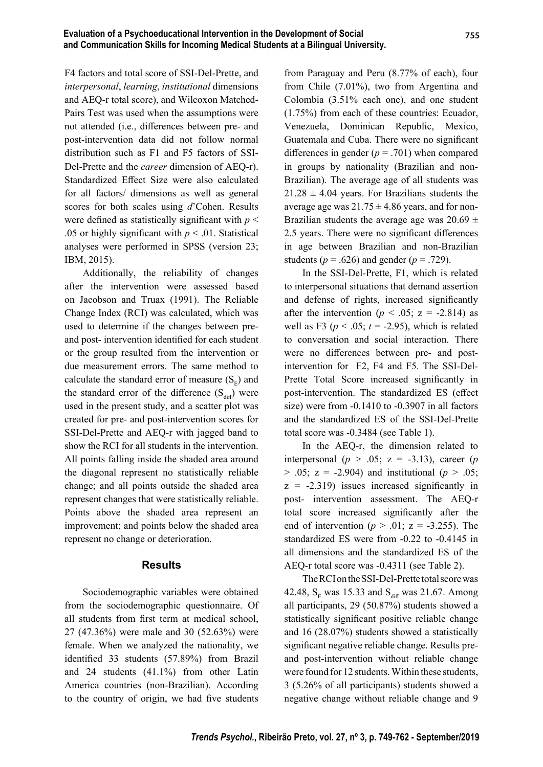F4 factors and total score of SSI-Del-Prette, and *interpersonal*, *learning*, *institutional* dimensions and AEQ-r total score), and Wilcoxon Matched-Pairs Test was used when the assumptions were not attended (i.e., differences between pre- and post-intervention data did not follow normal distribution such as F1 and F5 factors of SSI-Del-Prette and the *career* dimension of AEQ-r). Standardized Effect Size were also calculated for all factors/ dimensions as well as general scores for both scales using *d*'Cohen. Results were defined as statistically significant with $p < .05$ or highly significant with $p < .01$. Statistical analyses were performed in SPSS (version 23; IBM, 2015).

Additionally, the reliability of changes after the intervention were assessed based on Jacobson and Truax (1991). The Reliable Change Index (RCI) was calculated, which was used to determine if the changes between pre- and post- intervention identified for each student or the group resulted from the intervention or due measurement errors. The same method to calculate the standard error of measure ($S_E$) and the standard error of the difference ($S_{diff}$) were used in the present study, and a scatter plot was created for pre- and post-intervention scores for SSI-Del-Prette and AEQ-r with jagged band to show the RCI for all students in the intervention. All points falling inside the shaded area around the diagonal represent no statistically reliable change; and all points outside the shaded area represent changes that were statistically reliable. Points above the shaded area represent an improvement; and points below the shaded area represent no change or deterioration.

## Results

Sociodemographic variables were obtained from the sociodemographic questionnaire. Of all students from first term at medical school, 27 (47.36%) were male and 30 (52.63%) were female. When we analyzed the nationality, we identified 33 students (57.89%) from Brazil and 24 students (41.1%) from other Latin America countries (non-Brazilian). According to the country of origin, we had five students from Paraguay and Peru (8.77% of each), four from Chile (7.01%), two from Argentina and Colombia (3.51% each one), and one student (1.75%) from each of these countries: Ecuador, Venezuela, Dominican Republic, Mexico, Guatemala and Cuba. There were no significant differences in gender ($p = .701$) when compared in groups by nationality (Brazilian and non-Brazilian). The average age of all students was $21.28 \pm 4.04$ years. For Brazilians students the average age was $21.75 \pm 4.86$ years, and for non-Brazilian students the average age was $20.69 \pm 2.5$ years. There were no significant differences in age between Brazilian and non-Brazilian students ($p = .626$) and gender ($p = .729$).

In the SSI-Del-Prette, F1, which is related to interpersonal situations that demand assertion and defense of rights, increased significantly after the intervention ($p < .05$; $z = -2.814$) as well as F3 ($p < .05$; $t = -2.95$), which is related to conversation and social interaction. There were no differences between pre- and post-intervention for F2, F4 and F5. The SSI-Del-Prette Total Score increased significantly in post-intervention. The standardized ES (effect size) were from -0.1410 to -0.3907 in all factors and the standardized ES of the SSI-Del-Prette total score was -0.3484 (see Table 1).

In the AEQ-r, the dimension related to interpersonal ($p > .05$; $z = -3.13$), career ($p > .05$; $z = -2.904$) and institutional ($p > .05$; $z = -2.319$) issues increased significantly in post- intervention assessment. The AEQ-r total score increased significantly after the end of intervention ($p > .01$; $z = -3.255$). The standardized ES were from -0.22 to -0.4145 in all dimensions and the standardized ES of the AEQ-r total score was -0.4311 (see Table 2).

The RCI on the SSI-Del-Prette total score was 42.48, $S_E$ was 15.33 and $S_{diff}$ was 21.67. Among all participants, 29 (50.87%) students showed a statistically significant positive reliable change and 16 (28.07%) students showed a statistically significant negative reliable change. Results pre- and post-intervention without reliable change were found for 12 students. Within these students, 3 (5.26% of all participants) students showed a negative change without reliable change and 9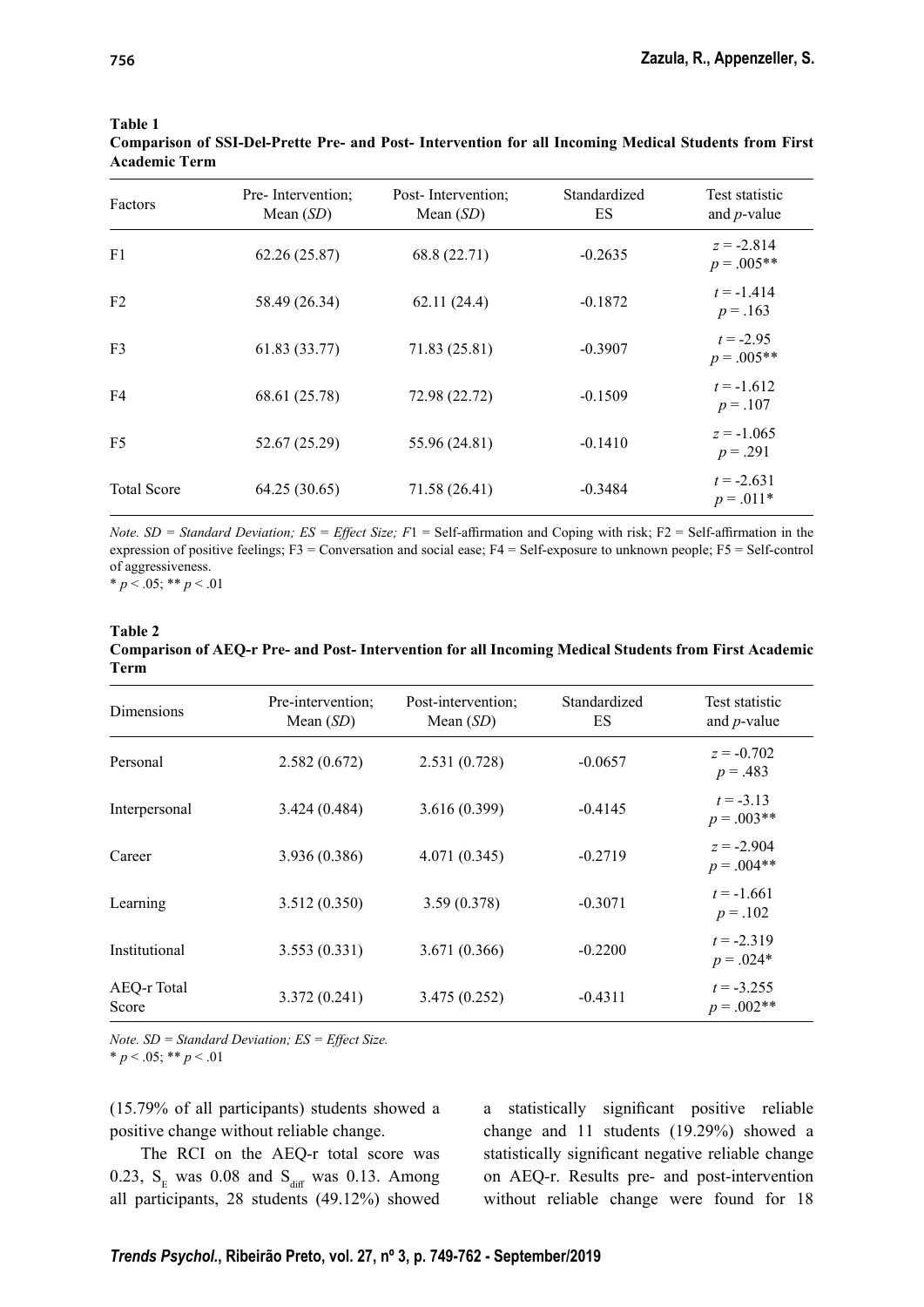**Table 1**
**Comparison of SSI-Del-Prette Pre- and Post- Intervention for all Incoming Medical Students from First Academic Term**

| Factors | Pre- Intervention; Mean (*SD*) | Post- Intervention; Mean (*SD*) | Standardized ES | Test statistic and *p*-value |
|---|---|---|---|---|
| F1 | 62.26 (25.87) | 68.8 (22.71) | -0.2635 | $z = -2.814$ $p = .005$** |
| F2 | 58.49 (26.34) | 62.11 (24.4) | -0.1872 | $t = -1.414$ $p = .163$ |
| F3 | 61.83 (33.77) | 71.83 (25.81) | -0.3907 | $t = -2.95$ $p = .005$** |
| F4 | 68.61 (25.78) | 72.98 (22.72) | -0.1509 | $t = -1.612$ $p = .107$ |
| F5 | 52.67 (25.29) | 55.96 (24.81) | -0.1410 | $z = -1.065$ $p = .291$ |
| Total Score | 64.25 (30.65) | 71.58 (26.41) | -0.3484 | $t = -2.631$ $p = .011$* |

*Note. SD = Standard Deviation; ES = Effect Size; F*1 = Self-affirmation and Coping with risk; F2 = Self-affirmation in the expression of positive feelings; F3 = Conversation and social ease; F4 = Self-exposure to unknown people; F5 = Self-control of aggressiveness.
* $p < .05$; ** $p < .01$

**Table 2**
**Comparison of AEQ-r Pre- and Post- Intervention for all Incoming Medical Students from First Academic Term**

| Dimensions | Pre-intervention; Mean (*SD*) | Post-intervention; Mean (*SD*) | Standardized ES | Test statistic and *p*-value |
|---|---|---|---|---|
| Personal | 2.582 (0.672) | 2.531 (0.728) | -0.0657 | $z = -0.702$ $p = .483$ |
| Interpersonal | 3.424 (0.484) | 3.616 (0.399) | -0.4145 | $t = -3.13$ $p = .003$** |
| Career | 3.936 (0.386) | 4.071 (0.345) | -0.2719 | $z = -2.904$ $p = .004$** |
| Learning | 3.512 (0.350) | 3.59 (0.378) | -0.3071 | $t = -1.661$ $p = .102$ |
| Institutional | 3.553 (0.331) | 3.671 (0.366) | -0.2200 | $t = -2.319$ $p = .024$* |
| AEQ-r Total Score | 3.372 (0.241) | 3.475 (0.252) | -0.4311 | $t = -3.255$ $p = .002$** |

*Note. SD = Standard Deviation; ES = Effect Size.*
* $p < .05$; ** $p < .01$

(15.79% of all participants) students showed a positive change without reliable change.

The RCI on the AEQ-r total score was 0.23, $S_E$ was 0.08 and $S_{diff}$ was 0.13. Among all participants, 28 students (49.12%) showed a statistically significant positive reliable change and 11 students (19.29%) showed a statistically significant negative reliable change on AEQ-r. Results pre- and post-intervention without reliable change were found for 18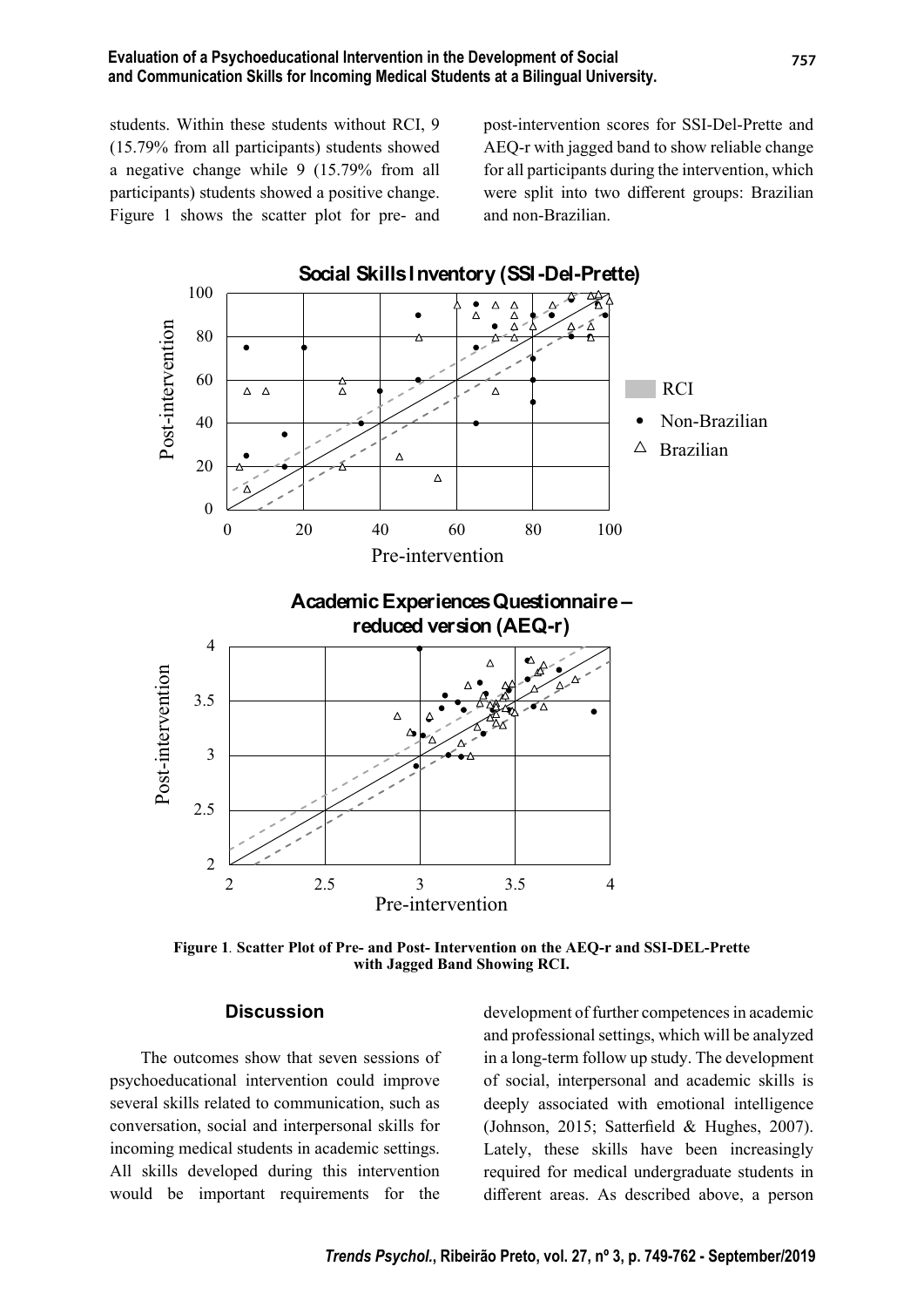students. Within these students without RCI, 9 (15.79% from all participants) students showed a negative change while 9 (15.79% from all participants) students showed a positive change. Figure 1 shows the scatter plot for pre- and post-intervention scores for SSI-Del-Prette and AEQ-r with jagged band to show reliable change for all participants during the intervention, which were split into two different groups: Brazilian and non-Brazilian.

**Figure 1**. **Scatter Plot of Pre- and Post- Intervention on the AEQ-r and SSI-DEL-Prette with Jagged Band Showing RCI.**

## Discussion

The outcomes show that seven sessions of psychoeducational intervention could improve several skills related to communication, such as conversation, social and interpersonal skills for incoming medical students in academic settings. All skills developed during this intervention would be important requirements for the development of further competences in academic and professional settings, which will be analyzed in a long-term follow up study. The development of social, interpersonal and academic skills is deeply associated with emotional intelligence (Johnson, 2015; Satterfield & Hughes, 2007). Lately, these skills have been increasingly required for medical undergraduate students in different areas. As described above, a person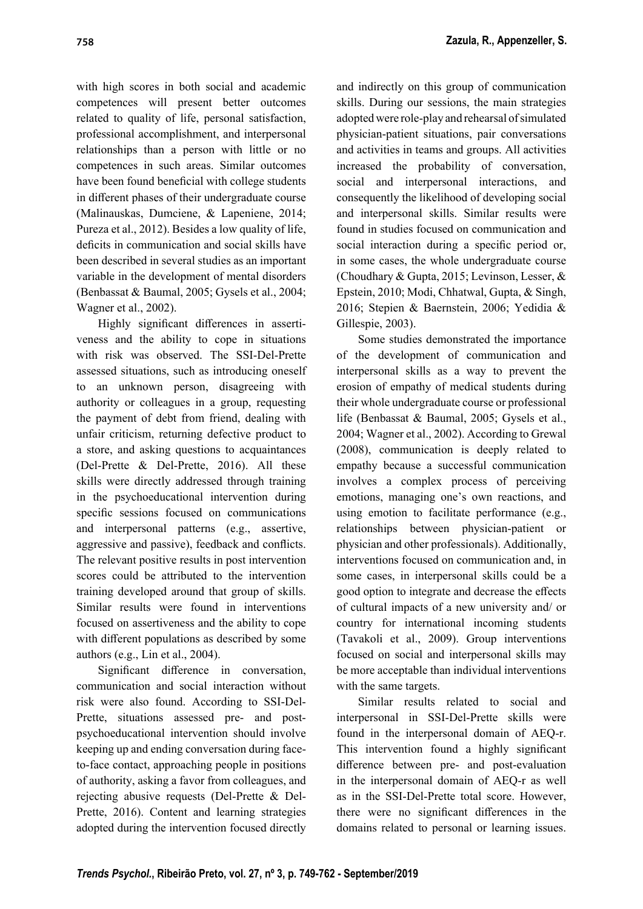with high scores in both social and academic competences will present better outcomes related to quality of life, personal satisfaction, professional accomplishment, and interpersonal relationships than a person with little or no competences in such areas. Similar outcomes have been found beneficial with college students in different phases of their undergraduate course (Malinauskas, Dumciene, & Lapeniene, 2014; Pureza et al., 2012). Besides a low quality of life, deficits in communication and social skills have been described in several studies as an important variable in the development of mental disorders (Benbassat & Baumal, 2005; Gysels et al., 2004; Wagner et al., 2002).

Highly significant differences in assertiveness and the ability to cope in situations with risk was observed. The SSI-Del-Prette assessed situations, such as introducing oneself to an unknown person, disagreeing with authority or colleagues in a group, requesting the payment of debt from friend, dealing with unfair criticism, returning defective product to a store, and asking questions to acquaintances (Del-Prette & Del-Prette, 2016). All these skills were directly addressed through training in the psychoeducational intervention during specific sessions focused on communications and interpersonal patterns (e.g., assertive, aggressive and passive), feedback and conflicts. The relevant positive results in post intervention scores could be attributed to the intervention training developed around that group of skills. Similar results were found in interventions focused on assertiveness and the ability to cope with different populations as described by some authors (e.g., Lin et al., 2004).

Significant difference in conversation, communication and social interaction without risk were also found. According to SSI-Del-Prette, situations assessed pre- and post-psychoeducational intervention should involve keeping up and ending conversation during face-to-face contact, approaching people in positions of authority, asking a favor from colleagues, and rejecting abusive requests (Del-Prette & Del-Prette, 2016). Content and learning strategies adopted during the intervention focused directly and indirectly on this group of communication skills. During our sessions, the main strategies adopted were role-play and rehearsal of simulated physician-patient situations, pair conversations and activities in teams and groups. All activities increased the probability of conversation, social and interpersonal interactions, and consequently the likelihood of developing social and interpersonal skills. Similar results were found in studies focused on communication and social interaction during a specific period or, in some cases, the whole undergraduate course (Choudhary & Gupta, 2015; Levinson, Lesser, & Epstein, 2010; Modi, Chhatwal, Gupta, & Singh, 2016; Stepien & Baernstein, 2006; Yedidia & Gillespie, 2003).

Some studies demonstrated the importance of the development of communication and interpersonal skills as a way to prevent the erosion of empathy of medical students during their whole undergraduate course or professional life (Benbassat & Baumal, 2005; Gysels et al., 2004; Wagner et al., 2002). According to Grewal (2008), communication is deeply related to empathy because a successful communication involves a complex process of perceiving emotions, managing one's own reactions, and using emotion to facilitate performance (e.g., relationships between physician-patient or physician and other professionals). Additionally, interventions focused on communication and, in some cases, in interpersonal skills could be a good option to integrate and decrease the effects of cultural impacts of a new university and/ or country for international incoming students (Tavakoli et al., 2009). Group interventions focused on social and interpersonal skills may be more acceptable than individual interventions with the same targets.

Similar results related to social and interpersonal in SSI-Del-Prette skills were found in the interpersonal domain of AEQ-r. This intervention found a highly significant difference between pre- and post-evaluation in the interpersonal domain of AEQ-r as well as in the SSI-Del-Prette total score. However, there were no significant differences in the domains related to personal or learning issues.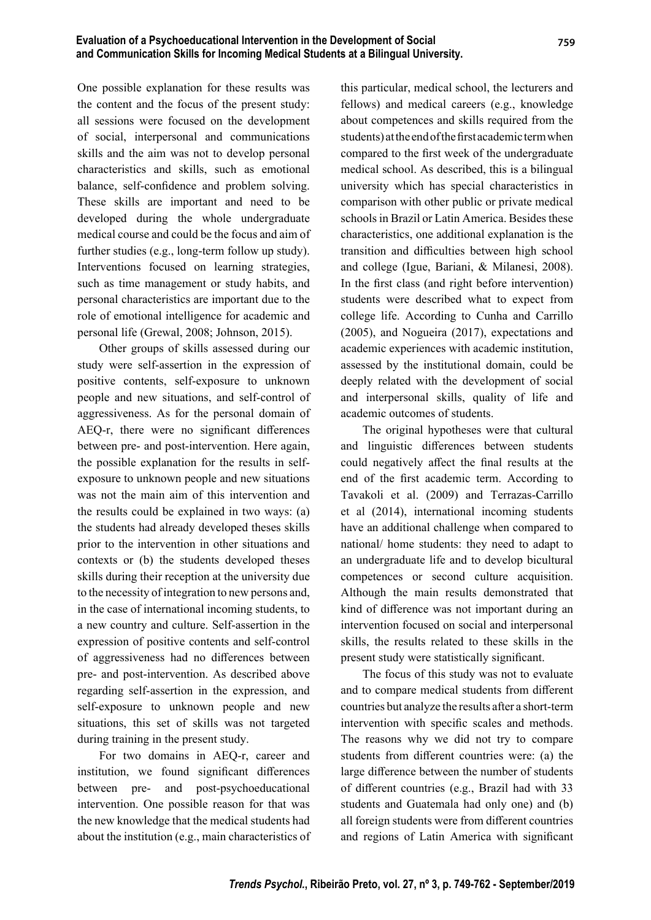One possible explanation for these results was the content and the focus of the present study: all sessions were focused on the development of social, interpersonal and communications skills and the aim was not to develop personal characteristics and skills, such as emotional balance, self-confidence and problem solving. These skills are important and need to be developed during the whole undergraduate medical course and could be the focus and aim of further studies (e.g., long-term follow up study). Interventions focused on learning strategies, such as time management or study habits, and personal characteristics are important due to the role of emotional intelligence for academic and personal life (Grewal, 2008; Johnson, 2015).

Other groups of skills assessed during our study were self-assertion in the expression of positive contents, self-exposure to unknown people and new situations, and self-control of aggressiveness. As for the personal domain of AEQ-r, there were no significant differences between pre- and post-intervention. Here again, the possible explanation for the results in self-exposure to unknown people and new situations was not the main aim of this intervention and the results could be explained in two ways: (a) the students had already developed theses skills prior to the intervention in other situations and contexts or (b) the students developed theses skills during their reception at the university due to the necessity of integration to new persons and, in the case of international incoming students, to a new country and culture. Self-assertion in the expression of positive contents and self-control of aggressiveness had no differences between pre- and post-intervention. As described above regarding self-assertion in the expression, and self-exposure to unknown people and new situations, this set of skills was not targeted during training in the present study.

For two domains in AEQ-r, career and institution, we found significant differences between pre- and post-psychoeducational intervention. One possible reason for that was the new knowledge that the medical students had about the institution (e.g., main characteristics of this particular, medical school, the lecturers and fellows) and medical careers (e.g., knowledge about competences and skills required from the students) at the end of the first academic term when compared to the first week of the undergraduate medical school. As described, this is a bilingual university which has special characteristics in comparison with other public or private medical schools in Brazil or Latin America. Besides these characteristics, one additional explanation is the transition and difficulties between high school and college (Igue, Bariani, & Milanesi, 2008). In the first class (and right before intervention) students were described what to expect from college life. According to Cunha and Carrillo (2005), and Nogueira (2017), expectations and academic experiences with academic institution, assessed by the institutional domain, could be deeply related with the development of social and interpersonal skills, quality of life and academic outcomes of students.

The original hypotheses were that cultural and linguistic differences between students could negatively affect the final results at the end of the first academic term. According to Tavakoli et al. (2009) and Terrazas-Carrillo et al (2014), international incoming students have an additional challenge when compared to national/ home students: they need to adapt to an undergraduate life and to develop bicultural competences or second culture acquisition. Although the main results demonstrated that kind of difference was not important during an intervention focused on social and interpersonal skills, the results related to these skills in the present study were statistically significant.

The focus of this study was not to evaluate and to compare medical students from different countries but analyze the results after a short-term intervention with specific scales and methods. The reasons why we did not try to compare students from different countries were: (a) the large difference between the number of students of different countries (e.g., Brazil had with 33 students and Guatemala had only one) and (b) all foreign students were from different countries and regions of Latin America with significant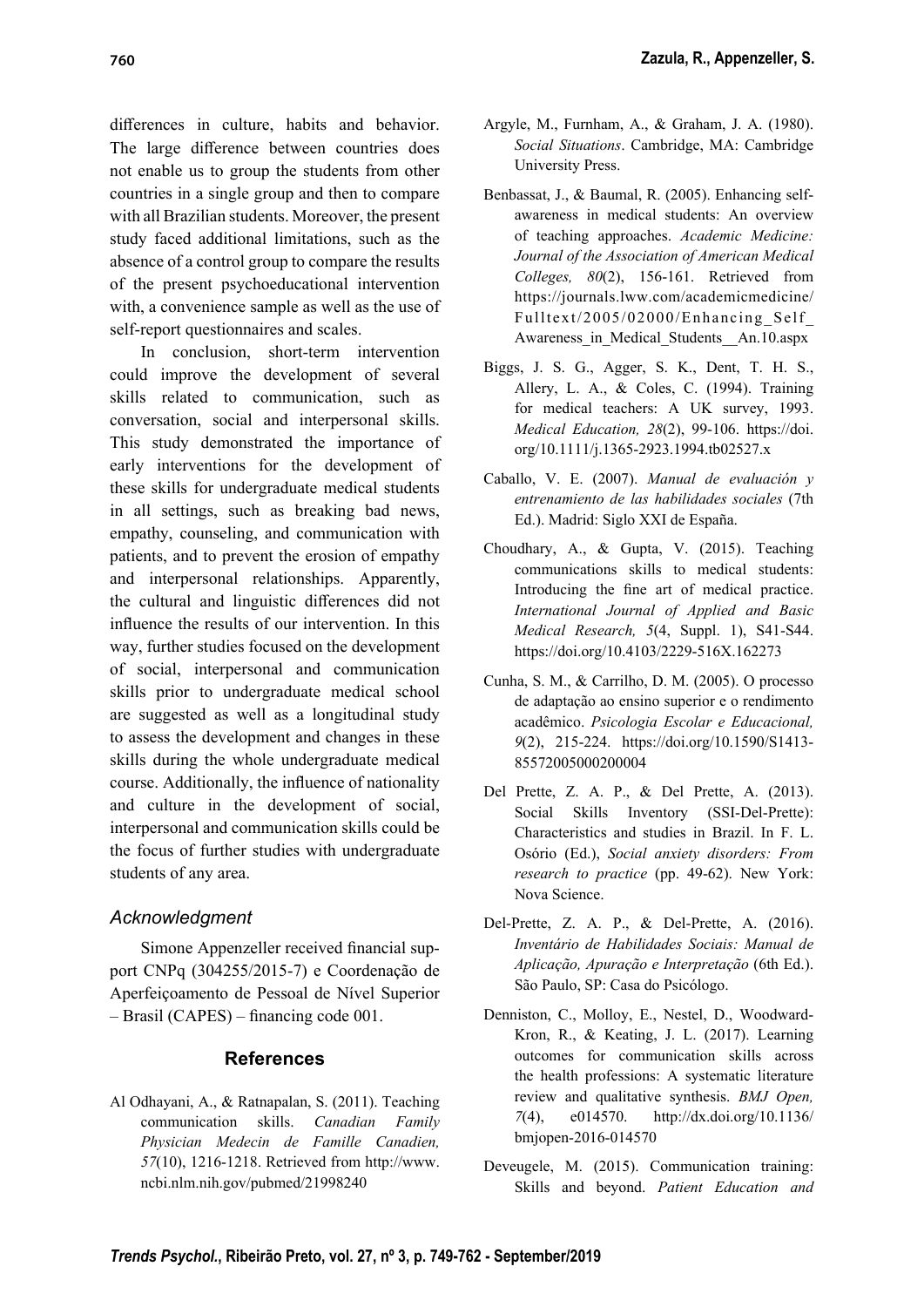differences in culture, habits and behavior. The large difference between countries does not enable us to group the students from other countries in a single group and then to compare with all Brazilian students. Moreover, the present study faced additional limitations, such as the absence of a control group to compare the results of the present psychoeducational intervention with, a convenience sample as well as the use of self-report questionnaires and scales.

In conclusion, short-term intervention could improve the development of several skills related to communication, such as conversation, social and interpersonal skills. This study demonstrated the importance of early interventions for the development of these skills for undergraduate medical students in all settings, such as breaking bad news, empathy, counseling, and communication with patients, and to prevent the erosion of empathy and interpersonal relationships. Apparently, the cultural and linguistic differences did not influence the results of our intervention. In this way, further studies focused on the development of social, interpersonal and communication skills prior to undergraduate medical school are suggested as well as a longitudinal study to assess the development and changes in these skills during the whole undergraduate medical course. Additionally, the influence of nationality and culture in the development of social, interpersonal and communication skills could be the focus of further studies with undergraduate students of any area.

### *Acknowledgment*

Simone Appenzeller received financial support CNPq (304255/2015-7) e Coordenação de Aperfeiçoamento de Pessoal de Nível Superior – Brasil (CAPES) – financing code 001.

## References

Al Odhayani, A., & Ratnapalan, S. (2011). Teaching communication skills. *Canadian Family Physician Medecin de Famille Canadien, 57*(10), 1216-1218. Retrieved from http://www.ncbi.nlm.nih.gov/pubmed/21998240

Argyle, M., Furnham, A., & Graham, J. A. (1980). *Social Situations*. Cambridge, MA: Cambridge University Press.

Benbassat, J., & Baumal, R. (2005). Enhancing self-awareness in medical students: An overview of teaching approaches. *Academic Medicine: Journal of the Association of American Medical Colleges, 80*(2), 156-161. Retrieved from https://journals.lww.com/academicmedicine/Fulltext/2005/02000/Enhancing_Self_Awareness_in_Medical_Students__An.10.aspx

Biggs, J. S. G., Agger, S. K., Dent, T. H. S., Allery, L. A., & Coles, C. (1994). Training for medical teachers: A UK survey, 1993. *Medical Education, 28*(2), 99-106. https://doi.org/10.1111/j.1365-2923.1994.tb02527.x

Caballo, V. E. (2007). *Manual de evaluación y entrenamiento de las habilidades sociales* (7th Ed.). Madrid: Siglo XXI de España.

Choudhary, A., & Gupta, V. (2015). Teaching communications skills to medical students: Introducing the fine art of medical practice. *International Journal of Applied and Basic Medical Research, 5*(4, Suppl. 1), S41-S44. https://doi.org/10.4103/2229-516X.162273

Cunha, S. M., & Carrilho, D. M. (2005). O processo de adaptação ao ensino superior e o rendimento acadêmico. *Psicologia Escolar e Educacional, 9*(2), 215-224. https://doi.org/10.1590/S1413-85572005000200004

Del Prette, Z. A. P., & Del Prette, A. (2013). Social Skills Inventory (SSI-Del-Prette): Characteristics and studies in Brazil. In F. L. Osório (Ed.), *Social anxiety disorders: From research to practice* (pp. 49-62). New York: Nova Science.

Del-Prette, Z. A. P., & Del-Prette, A. (2016). *Inventário de Habilidades Sociais: Manual de Aplicação, Apuração e Interpretação* (6th Ed.). São Paulo, SP: Casa do Psicólogo.

Denniston, C., Molloy, E., Nestel, D., Woodward-Kron, R., & Keating, J. L. (2017). Learning outcomes for communication skills across the health professions: A systematic literature review and qualitative synthesis. *BMJ Open, 7*(4), e014570. http://dx.doi.org/10.1136/bmjopen-2016-014570

Deveugele, M. (2015). Communication training: Skills and beyond. *Patient Education and*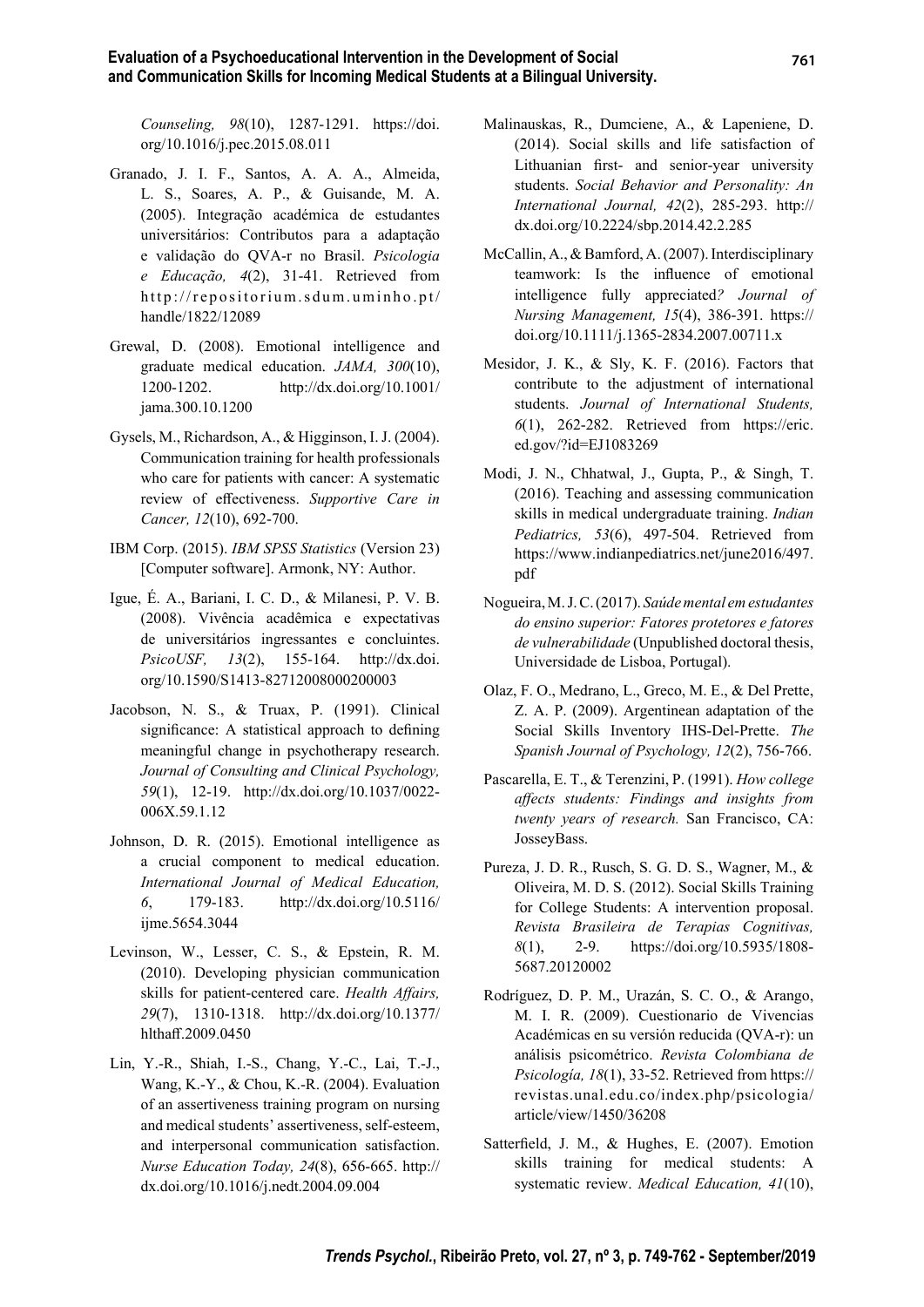*Counseling, 98*(10), 1287-1291. https://doi.org/10.1016/j.pec.2015.08.011

Granado, J. I. F., Santos, A. A. A., Almeida, L. S., Soares, A. P., & Guisande, M. A. (2005). Integração académica de estudantes universitários: Contributos para a adaptação e validação do QVA-r no Brasil. *Psicologia e Educação, 4*(2), 31-41. Retrieved from http://repositorium.sdum.uminho.pt/handle/1822/12089

Grewal, D. (2008). Emotional intelligence and graduate medical education. *JAMA, 300*(10), 1200-1202. http://dx.doi.org/10.1001/jama.300.10.1200

Gysels, M., Richardson, A., & Higginson, I. J. (2004). Communication training for health professionals who care for patients with cancer: A systematic review of effectiveness. *Supportive Care in Cancer, 12*(10), 692-700.

IBM Corp. (2015). *IBM SPSS Statistics* (Version 23) [Computer software]. Armonk, NY: Author.

Igue, É. A., Bariani, I. C. D., & Milanesi, P. V. B. (2008). Vivência acadêmica e expectativas de universitários ingressantes e concluintes. *PsicoUSF, 13*(2), 155-164. http://dx.doi.org/10.1590/S1413-82712008000200003

Jacobson, N. S., & Truax, P. (1991). Clinical significance: A statistical approach to defining meaningful change in psychotherapy research. *Journal of Consulting and Clinical Psychology, 59*(1), 12-19. http://dx.doi.org/10.1037/0022-006X.59.1.12

Johnson, D. R. (2015). Emotional intelligence as a crucial component to medical education. *International Journal of Medical Education, 6*, 179-183. http://dx.doi.org/10.5116/ijme.5654.3044

Levinson, W., Lesser, C. S., & Epstein, R. M. (2010). Developing physician communication skills for patient-centered care. *Health Affairs, 29*(7), 1310-1318. http://dx.doi.org/10.1377/hlthaff.2009.0450

Lin, Y.-R., Shiah, I.-S., Chang, Y.-C., Lai, T.-J., Wang, K.-Y., & Chou, K.-R. (2004). Evaluation of an assertiveness training program on nursing and medical students' assertiveness, self-esteem, and interpersonal communication satisfaction. *Nurse Education Today, 24*(8), 656-665. http://dx.doi.org/10.1016/j.nedt.2004.09.004

Malinauskas, R., Dumciene, A., & Lapeniene, D. (2014). Social skills and life satisfaction of Lithuanian first- and senior-year university students. *Social Behavior and Personality: An International Journal, 42*(2), 285-293. http://dx.doi.org/10.2224/sbp.2014.42.2.285

McCallin, A., & Bamford, A. (2007). Interdisciplinary teamwork: Is the influence of emotional intelligence fully appreciated*? Journal of Nursing Management, 15*(4), 386-391. https://doi.org/10.1111/j.1365-2834.2007.00711.x

Mesidor, J. K., & Sly, K. F. (2016). Factors that contribute to the adjustment of international students. *Journal of International Students, 6*(1), 262-282. Retrieved from https://eric.ed.gov/?id=EJ1083269

Modi, J. N., Chhatwal, J., Gupta, P., & Singh, T. (2016). Teaching and assessing communication skills in medical undergraduate training. *Indian Pediatrics, 53*(6), 497-504. Retrieved from https://www.indianpediatrics.net/june2016/497.pdf

Nogueira, M. J. C. (2017). *Saúde mental em estudantes do ensino superior: Fatores protetores e fatores de vulnerabilidade* (Unpublished doctoral thesis, Universidade de Lisboa, Portugal).

Olaz, F. O., Medrano, L., Greco, M. E., & Del Prette, Z. A. P. (2009). Argentinean adaptation of the Social Skills Inventory IHS-Del-Prette. *The Spanish Journal of Psychology, 12*(2), 756-766.

Pascarella, E. T., & Terenzini, P. (1991). *How college affects students: Findings and insights from twenty years of research.* San Francisco, CA: JosseyBass.

Pureza, J. D. R., Rusch, S. G. D. S., Wagner, M., & Oliveira, M. D. S. (2012). Social Skills Training for College Students: A intervention proposal. *Revista Brasileira de Terapias Cognitivas, 8*(1), 2-9. https://doi.org/10.5935/1808-5687.20120002

Rodríguez, D. P. M., Urazán, S. C. O., & Arango, M. I. R. (2009). Cuestionario de Vivencias Académicas en su versión reducida (QVA-r): un análisis psicométrico. *Revista Colombiana de Psicología, 18*(1), 33-52. Retrieved from https://revistas.unal.edu.co/index.php/psicologia/article/view/1450/36208

Satterfield, J. M., & Hughes, E. (2007). Emotion skills training for medical students: A systematic review. *Medical Education, 41*(10),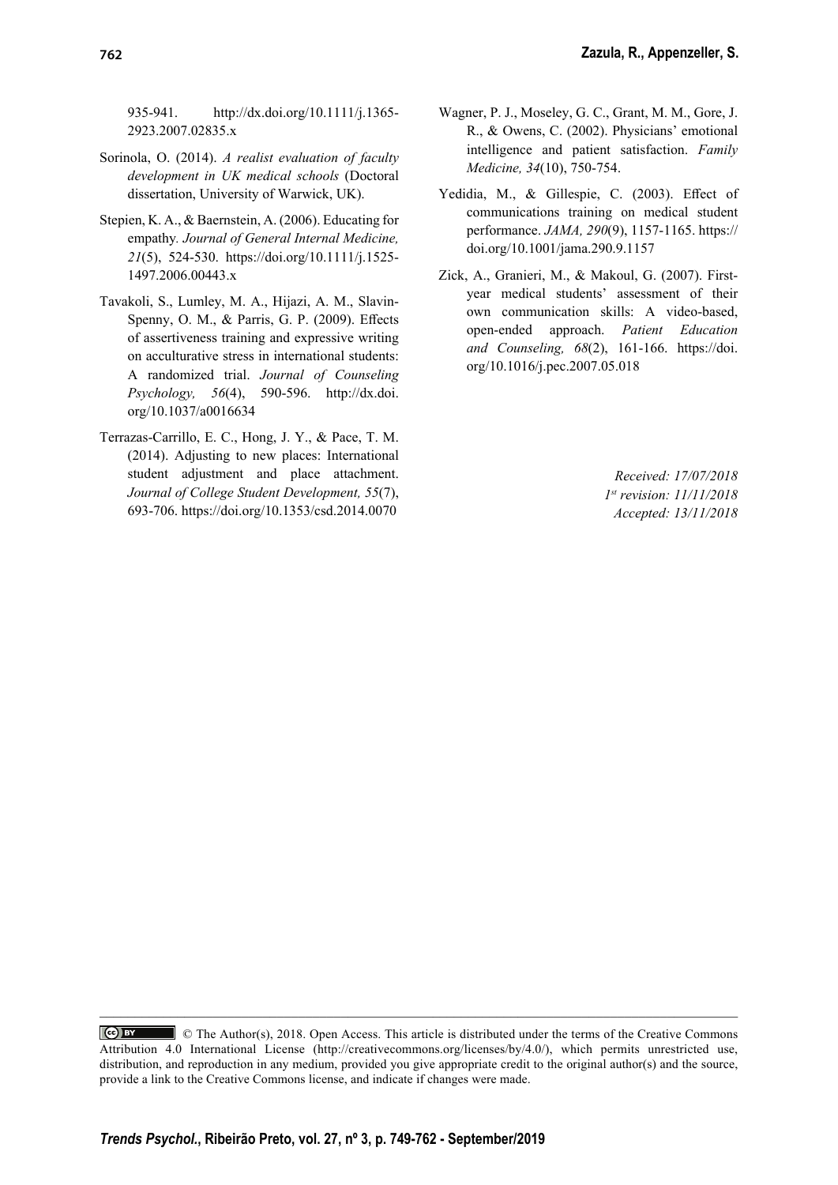935-941. http://dx.doi.org/10.1111/j.1365-2923.2007.02835.x

Sorinola, O. (2014). *A realist evaluation of faculty development in UK medical schools* (Doctoral dissertation, University of Warwick, UK).

Stepien, K. A., & Baernstein, A. (2006). Educating for empathy. *Journal of General Internal Medicine, 21*(5), 524-530. https://doi.org/10.1111/j.1525-1497.2006.00443.x

Tavakoli, S., Lumley, M. A., Hijazi, A. M., Slavin-Spenny, O. M., & Parris, G. P. (2009). Effects of assertiveness training and expressive writing on acculturative stress in international students: A randomized trial. *Journal of Counseling Psychology, 56*(4), 590-596. http://dx.doi.org/10.1037/a0016634

Terrazas-Carrillo, E. C., Hong, J. Y., & Pace, T. M. (2014). Adjusting to new places: International student adjustment and place attachment. *Journal of College Student Development, 55*(7), 693-706. https://doi.org/10.1353/csd.2014.0070

Wagner, P. J., Moseley, G. C., Grant, M. M., Gore, J. R., & Owens, C. (2002). Physicians' emotional intelligence and patient satisfaction. *Family Medicine, 34*(10), 750-754.

Yedidia, M., & Gillespie, C. (2003). Effect of communications training on medical student performance. *JAMA, 290*(9), 1157-1165. https://doi.org/10.1001/jama.290.9.1157

Zick, A., Granieri, M., & Makoul, G. (2007). First-year medical students' assessment of their own communication skills: A video-based, open-ended approach. *Patient Education and Counseling, 68*(2), 161-166. https://doi.org/10.1016/j.pec.2007.05.018

*Received: 17/07/2018*
*1st revision: 11/11/2018*
*Accepted: 13/11/2018*

© The Author(s), 2018. Open Access. This article is distributed under the terms of the Creative Commons Attribution 4.0 International License (http://creativecommons.org/licenses/by/4.0/), which permits unrestricted use, distribution, and reproduction in any medium, provided you give appropriate credit to the original author(s) and the source, provide a link to the Creative Commons license, and indicate if changes were made.